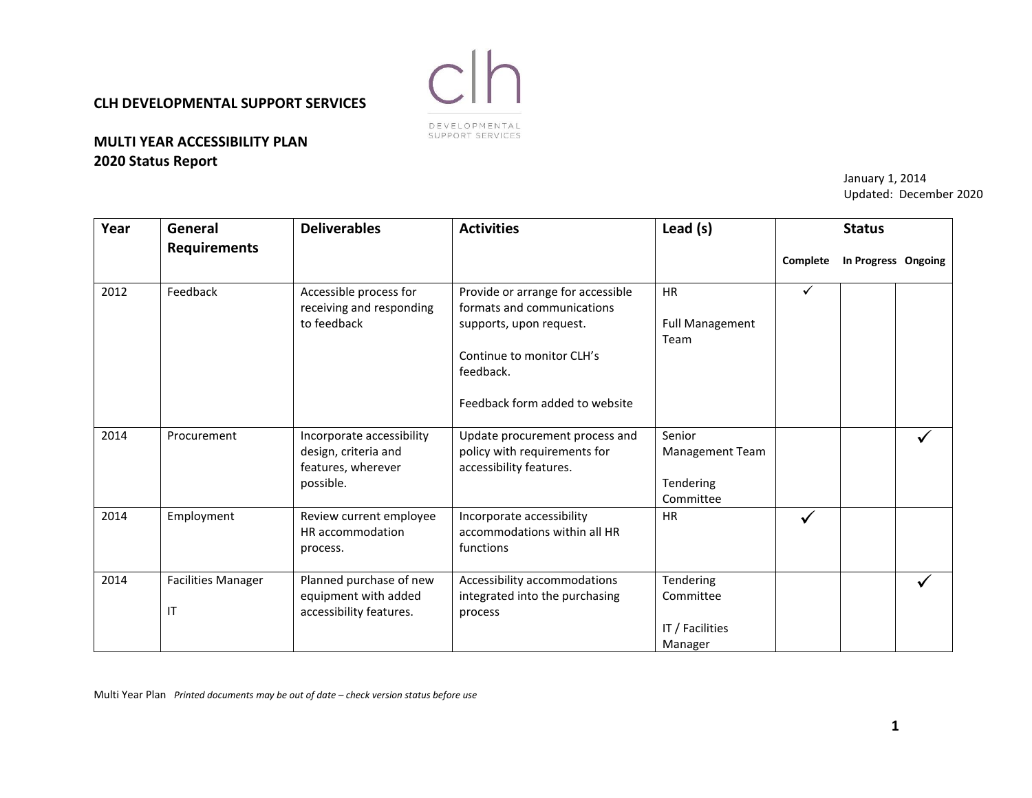**CLH DEVELOPMENTAL SUPPORT SERVICES**

**MULTI YEAR ACCESSIBILITY PLAN**
**2020 Status Report**

January 1, 2014
Updated: December 2020

| Year | General Requirements | Deliverables | Activities | Lead (s) | Status | | |
|---|---|---|---|---|---|---|---|
| | | | | | Complete | In Progress | Ongoing |
| 2012 | Feedback | Accessible process for receiving and responding to feedback | Provide or arrange for accessible formats and communications supports, upon request.<br><br>Continue to monitor CLH's feedback.<br><br>Feedback form added to website | HR<br><br>Full Management Team | ✓ | | |
| 2014 | Procurement | Incorporate accessibility design, criteria and features, wherever possible. | Update procurement process and policy with requirements for accessibility features. | Senior Management Team<br><br>Tendering Committee | | | ✓ |
| 2014 | Employment | Review current employee HR accommodation process. | Incorporate accessibility accommodations within all HR functions | HR | ✓ | | |
| 2014 | Facilities Manager<br><br>IT | Planned purchase of new equipment with added accessibility features. | Accessibility accommodations integrated into the purchasing process | Tendering Committee<br><br>IT / Facilities Manager | | | ✓ |

Multi Year Plan *Printed documents may be out of date – check version status before use*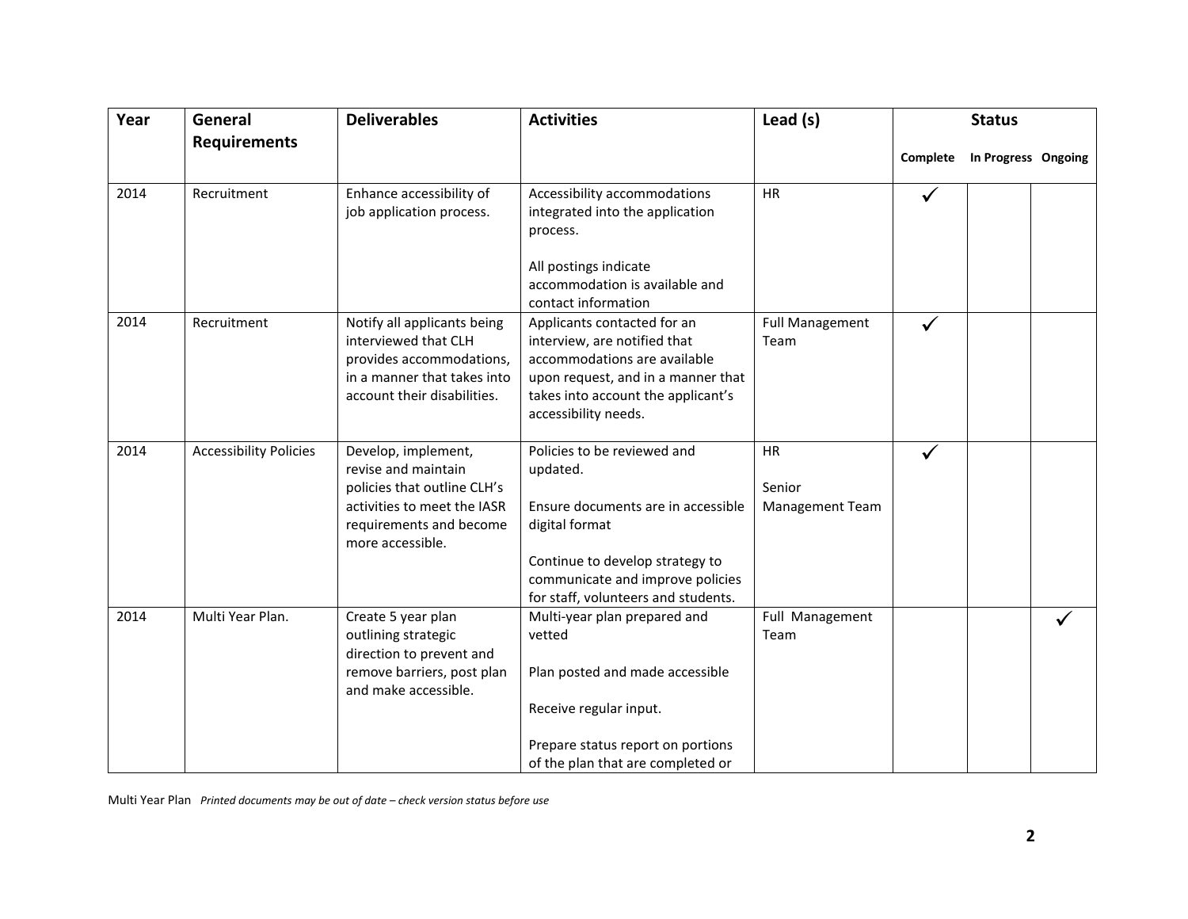| Year | General Requirements | Deliverables | Activities | Lead (s) | Status | | |
|---|---|---|---|---|---|---|---|
| | | | | | Complete | In Progress | Ongoing |
| 2014 | Recruitment | Enhance accessibility of job application process. | Accessibility accommodations integrated into the application process.<br><br>All postings indicate accommodation is available and contact information | HR | ✓ | | |
| 2014 | Recruitment | Notify all applicants being interviewed that CLH provides accommodations, in a manner that takes into account their disabilities. | Applicants contacted for an interview, are notified that accommodations are available upon request, and in a manner that takes into account the applicant's accessibility needs. | Full Management Team | ✓ | | |
| 2014 | Accessibility Policies | Develop, implement, revise and maintain policies that outline CLH's activities to meet the IASR requirements and become more accessible. | Policies to be reviewed and updated.<br><br>Ensure documents are in accessible digital format<br><br>Continue to develop strategy to communicate and improve policies for staff, volunteers and students. | HR<br><br>Senior Management Team | ✓ | | |
| 2014 | Multi Year Plan. | Create 5 year plan outlining strategic direction to prevent and remove barriers, post plan and make accessible. | Multi-year plan prepared and vetted<br><br>Plan posted and made accessible<br><br>Receive regular input.<br><br>Prepare status report on portions of the plan that are completed or | Full Management Team | | | ✓ |

Multi Year Plan *Printed documents may be out of date – check version status before use*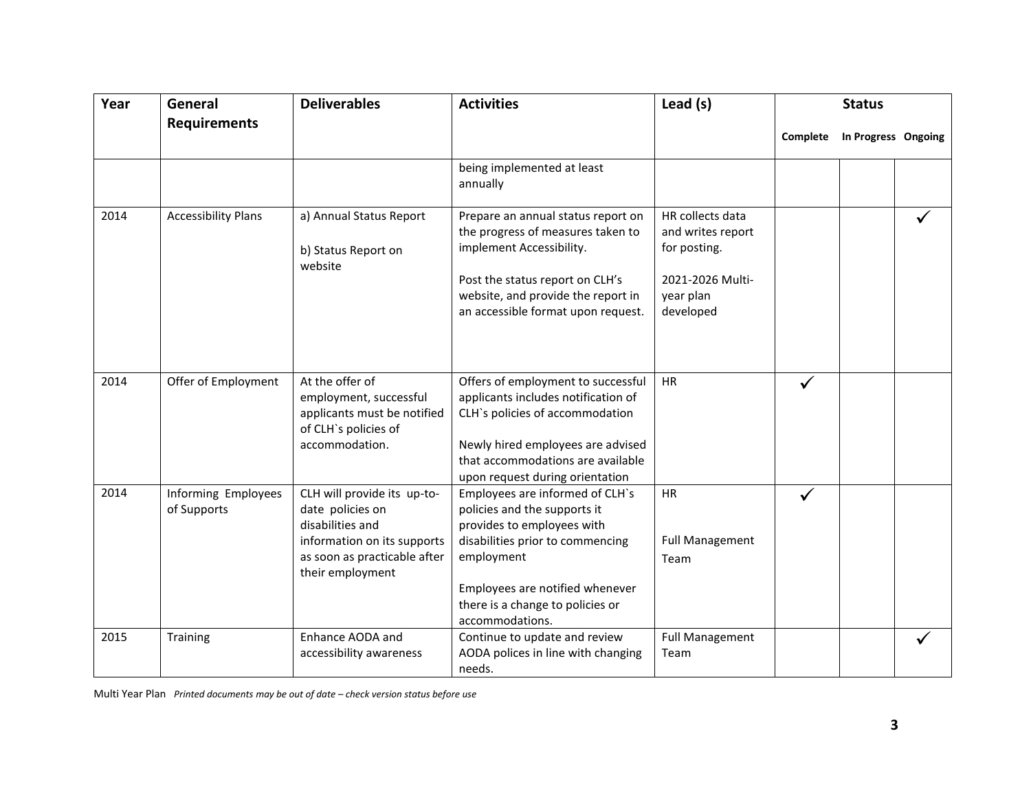| Year | General Requirements | Deliverables | Activities | Lead (s) | Status | | |
|---|---|---|---|---|---|---|---|
| | | | | | Complete | In Progress | Ongoing |
| | | | being implemented at least annually | | | | |
| 2014 | Accessibility Plans | a) Annual Status Report<br><br>b) Status Report on website | Prepare an annual status report on the progress of measures taken to implement Accessibility.<br><br>Post the status report on CLH's website, and provide the report in an accessible format upon request. | HR collects data and writes report for posting.<br><br>2021-2026 Multi-year plan developed | | | ✓ |
| 2014 | Offer of Employment | At the offer of employment, successful applicants must be notified of CLH`s policies of accommodation. | Offers of employment to successful applicants includes notification of CLH`s policies of accommodation<br><br>Newly hired employees are advised that accommodations are available upon request during orientation | HR | ✓ | | |
| 2014 | Informing Employees of Supports | CLH will provide its up-to-date policies on disabilities and information on its supports as soon as practicable after their employment | Employees are informed of CLH`s policies and the supports it provides to employees with disabilities prior to commencing employment<br><br>Employees are notified whenever there is a change to policies or accommodations. | HR<br><br>Full Management Team | ✓ | | |
| 2015 | Training | Enhance AODA and accessibility awareness | Continue to update and review AODA polices in line with changing needs. | Full Management Team | | | ✓ |

Multi Year Plan *Printed documents may be out of date – check version status before use*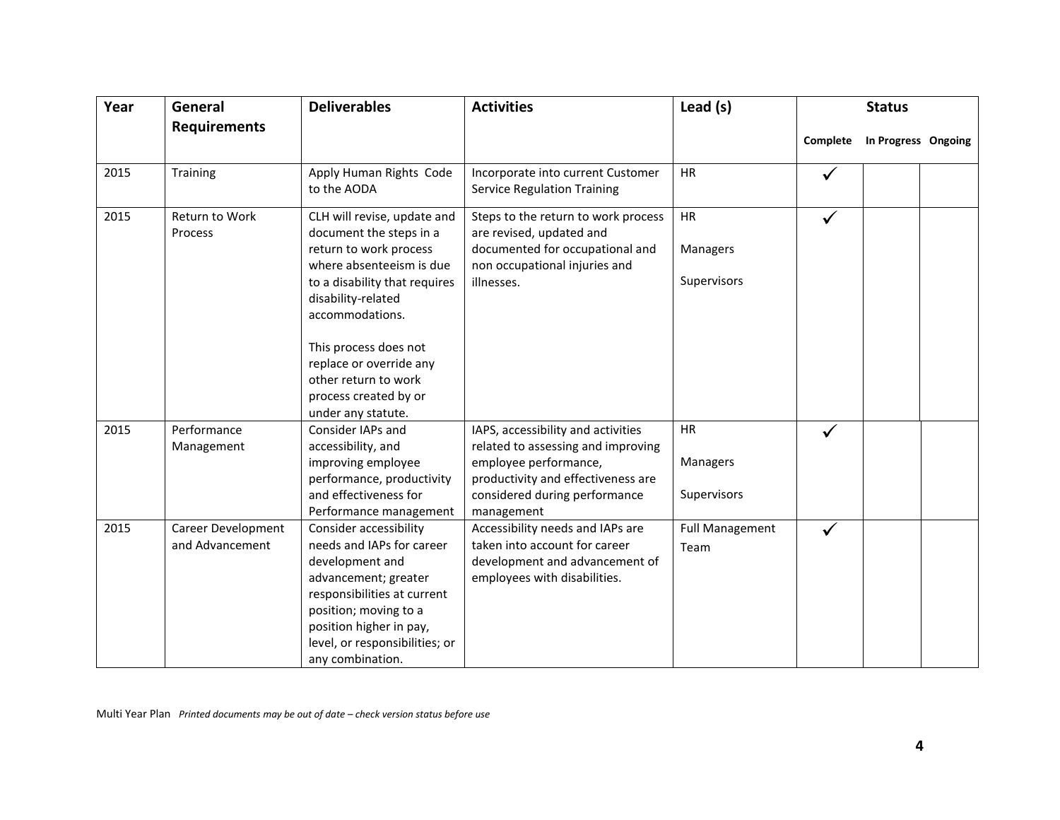| Year | General Requirements | Deliverables | Activities | Lead (s) | Status | | |
|---|---|---|---|---|---|---|---|
| | | | | | Complete | In Progress | Ongoing |
| 2015 | Training | Apply Human Rights Code to the AODA | Incorporate into current Customer Service Regulation Training | HR | ✓ | | |
| 2015 | Return to Work Process | CLH will revise, update and document the steps in a return to work process where absenteeism is due to a disability that requires disability-related accommodations.<br><br>This process does not replace or override any other return to work process created by or under any statute. | Steps to the return to work process are revised, updated and documented for occupational and non occupational injuries and illnesses. | HR<br><br>Managers<br><br>Supervisors | ✓ | | |
| 2015 | Performance Management | Consider IAPs and accessibility, and improving employee performance, productivity and effectiveness for Performance management | IAPS, accessibility and activities related to assessing and improving employee performance, productivity and effectiveness are considered during performance management | HR<br><br>Managers<br><br>Supervisors | ✓ | | |
| 2015 | Career Development and Advancement | Consider accessibility needs and IAPs for career development and advancement; greater responsibilities at current position; moving to a position higher in pay, level, or responsibilities; or any combination. | Accessibility needs and IAPs are taken into account for career development and advancement of employees with disabilities. | Full Management Team | ✓ | | |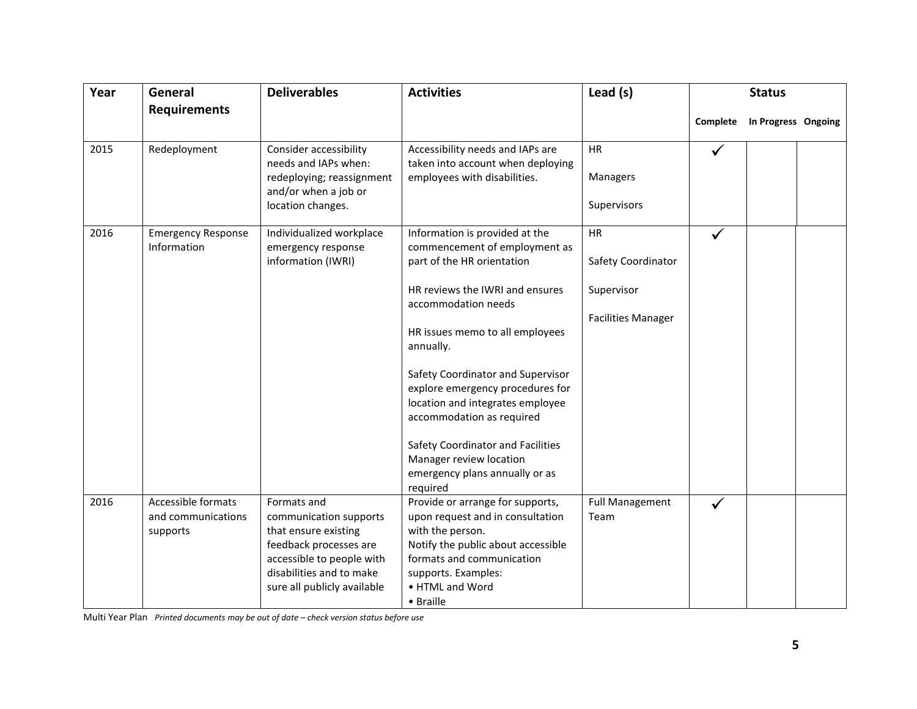| Year | General Requirements | Deliverables | Activities | Lead (s) | Status | | |
|---|---|---|---|---|---|---|---|
| | | | | | Complete | In Progress | Ongoing |
| 2015 | Redeployment | Consider accessibility needs and IAPs when: redeploying; reassignment and/or when a job or location changes. | Accessibility needs and IAPs are taken into account when deploying employees with disabilities. | HR<br><br>Managers<br><br>Supervisors | ✓ | | |
| 2016 | Emergency Response Information | Individualized workplace emergency response information (IWRI) | Information is provided at the commencement of employment as part of the HR orientation<br><br>HR reviews the IWRI and ensures accommodation needs<br><br>HR issues memo to all employees annually.<br><br>Safety Coordinator and Supervisor explore emergency procedures for location and integrates employee accommodation as required<br><br>Safety Coordinator and Facilities Manager review location emergency plans annually or as required | HR<br><br>Safety Coordinator<br><br>Supervisor<br><br>Facilities Manager | ✓ | | |
| 2016 | Accessible formats and communications supports | Formats and communication supports that ensure existing feedback processes are accessible to people with disabilities and to make sure all publicly available | Provide or arrange for supports, upon request and in consultation with the person.<br>Notify the public about accessible formats and communication supports. Examples:<br>• HTML and Word<br>• Braille | Full Management Team | ✓ | | |

Multi Year Plan *Printed documents may be out of date – check version status before use*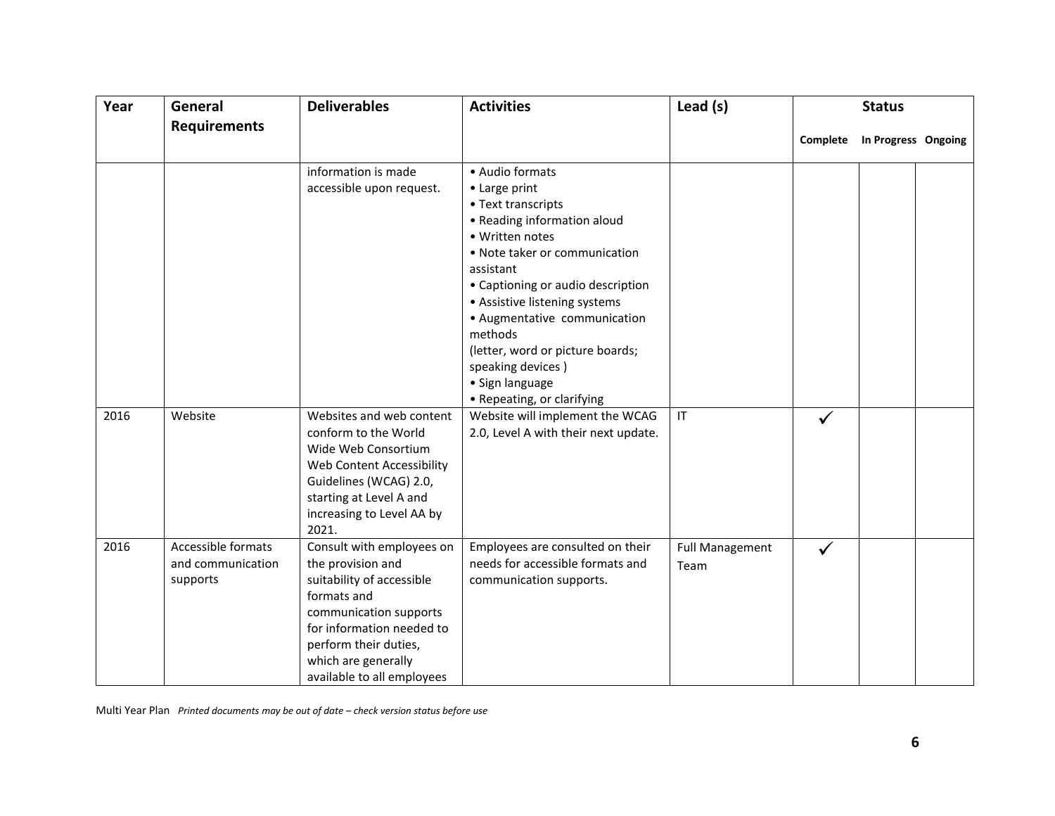| Year | General Requirements | Deliverables | Activities | Lead (s) | Status | | |
|---|---|---|---|---|---|---|---|
| | | | | | Complete | In Progress | Ongoing |
| | | information is made accessible upon request. | • Audio formats<br>• Large print<br>• Text transcripts<br>• Reading information aloud<br>• Written notes<br>• Note taker or communication assistant<br>• Captioning or audio description<br>• Assistive listening systems<br>• Augmentative communication methods (letter, word or picture boards; speaking devices )<br>• Sign language<br>• Repeating, or clarifying | | | | |
| 2016 | Website | Websites and web content conform to the World Wide Web Consortium Web Content Accessibility Guidelines (WCAG) 2.0, starting at Level A and increasing to Level AA by 2021. | Website will implement the WCAG 2.0, Level A with their next update. | IT | ✓ | | |
| 2016 | Accessible formats and communication supports | Consult with employees on the provision and suitability of accessible formats and communication supports for information needed to perform their duties, which are generally available to all employees | Employees are consulted on their needs for accessible formats and communication supports. | Full Management Team | ✓ | | |

Multi Year Plan *Printed documents may be out of date – check version status before use*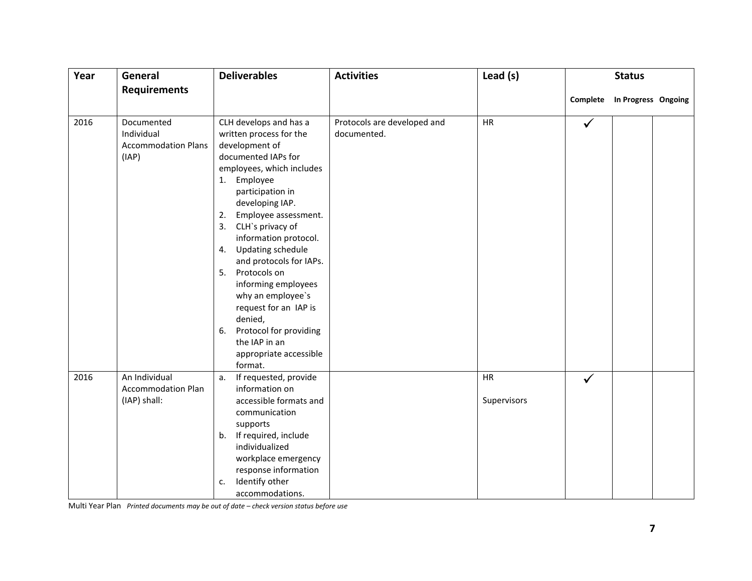| Year | General Requirements | Deliverables | Activities | Lead (s) | Status | | |
|---|---|---|---|---|---|---|---|
| | | | | | Complete | In Progress | Ongoing |
| 2016 | Documented Individual Accommodation Plans (IAP) | CLH develops and has a written process for the development of documented IAPs for employees, which includes<br>1. Employee participation in developing IAP.<br>2. Employee assessment.<br>3. CLH`s privacy of information protocol.<br>4. Updating schedule and protocols for IAPs.<br>5. Protocols on informing employees why an employee`s request for an IAP is denied,<br>6. Protocol for providing the IAP in an appropriate accessible format. | Protocols are developed and documented. | HR | ✓ | | |
| 2016 | An Individual Accommodation Plan (IAP) shall: | a. If requested, provide information on accessible formats and communication supports<br>b. If required, include individualized workplace emergency response information<br>c. Identify other accommodations. | | HR<br><br>Supervisors | ✓ | | |

Multi Year Plan *Printed documents may be out of date – check version status before use*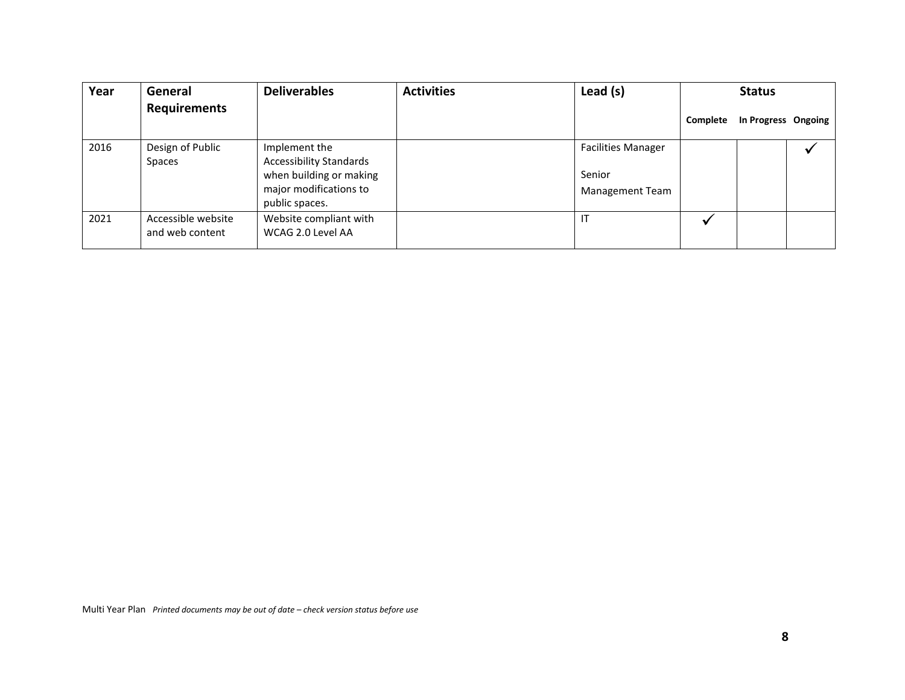| Year | General Requirements | Deliverables | Activities | Lead (s) | Status | | |
|---|---|---|---|---|---|---|---|
| | | | | | Complete | In Progress | Ongoing |
| 2016 | Design of Public Spaces | Implement the Accessibility Standards when building or making major modifications to public spaces. | | Facilities Manager<br><br>Senior Management Team | | | ✓ |
| 2021 | Accessible website and web content | Website compliant with WCAG 2.0 Level AA | | IT | ✓ | | |

Multi Year Plan *Printed documents may be out of date – check version status before use*